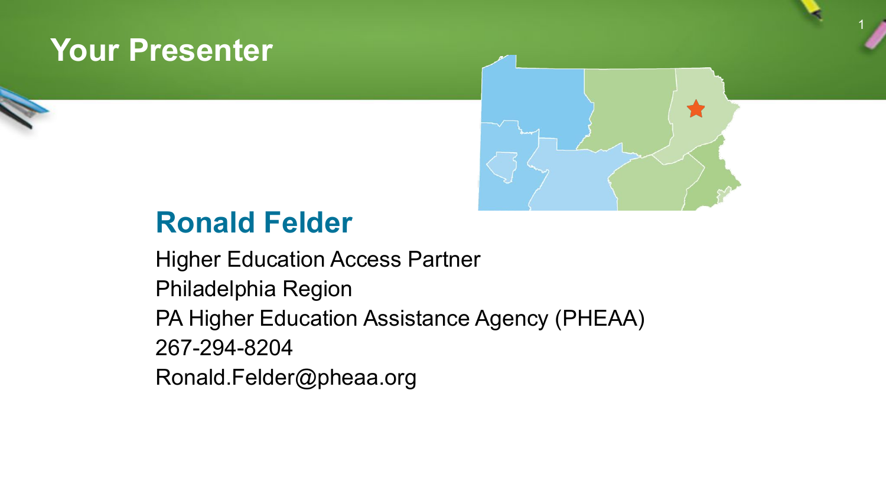# Your Presenter

## Ronald Felder

Higher Education Access Partner
Philadelphia Region
PA Higher Education Assistance Agency (PHEAA)
267-294-8204
Ronald.Felder@pheaa.org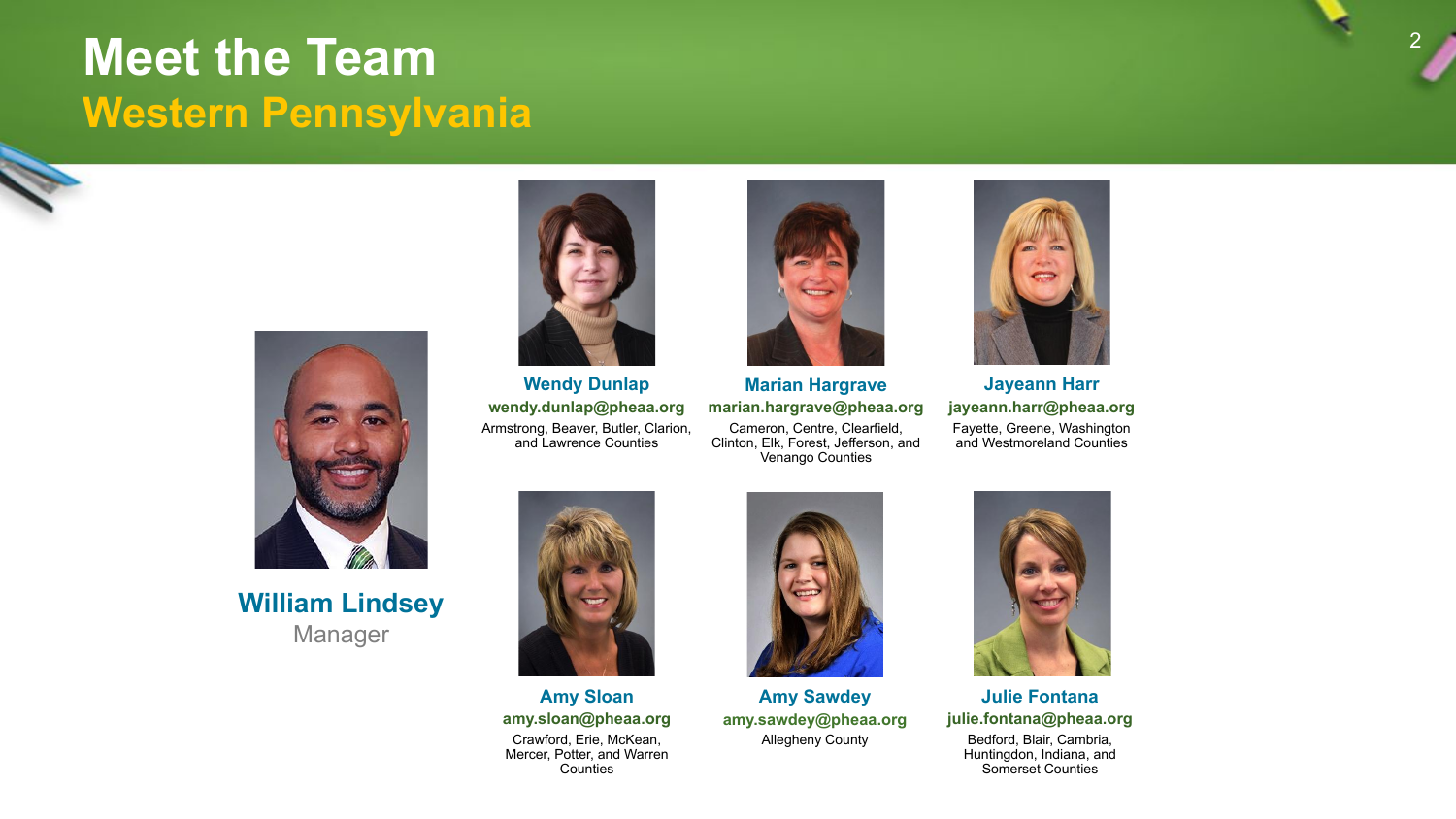# Meet the Team
## Western Pennsylvania

**William Lindsey**
Manager

**Wendy Dunlap**
**wendy.dunlap@pheaa.org**
Armstrong, Beaver, Butler, Clarion, and Lawrence Counties

**Marian Hargrave**
**marian.hargrave@pheaa.org**
Cameron, Centre, Clearfield, Clinton, Elk, Forest, Jefferson, and Venango Counties

**Jayeann Harr**
**jayeann.harr@pheaa.org**
Fayette, Greene, Washington and Westmoreland Counties

**Amy Sloan**
**amy.sloan@pheaa.org**
Crawford, Erie, McKean, Mercer, Potter, and Warren Counties

**Amy Sawdey**
**amy.sawdey@pheaa.org**
Allegheny County

**Julie Fontana**
**julie.fontana@pheaa.org**
Bedford, Blair, Cambria, Huntingdon, Indiana, and Somerset Counties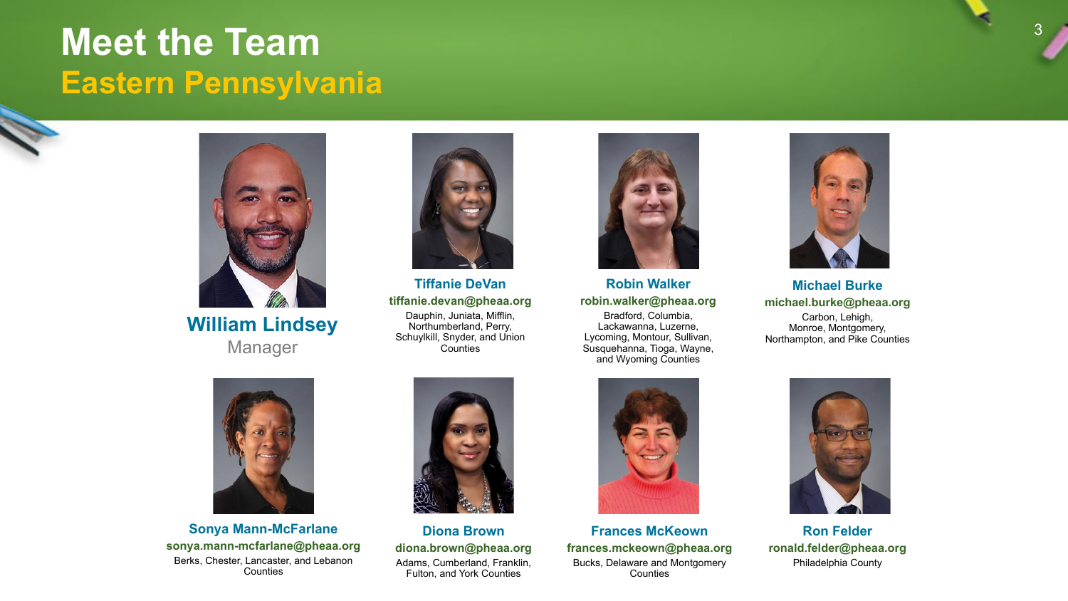# Meet the Team

## Eastern Pennsylvania

**William Lindsey**
Manager

**Tiffanie DeVan**
**tiffanie.devan@pheaa.org**
Dauphin, Juniata, Mifflin, Northumberland, Perry, Schuylkill, Snyder, and Union Counties

**Robin Walker**
**robin.walker@pheaa.org**
Bradford, Columbia, Lackawanna, Luzerne, Lycoming, Montour, Sullivan, Susquehanna, Tioga, Wayne, and Wyoming Counties

**Michael Burke**
**michael.burke@pheaa.org**
Carbon, Lehigh, Monroe, Montgomery, Northampton, and Pike Counties

**Sonya Mann-McFarlane**
**sonya.mann-mcfarlane@pheaa.org**
Berks, Chester, Lancaster, and Lebanon Counties

**Diona Brown**
**diona.brown@pheaa.org**
Adams, Cumberland, Franklin, Fulton, and York Counties

**Frances McKeown**
**frances.mckeown@pheaa.org**
Bucks, Delaware and Montgomery Counties

**Ron Felder**
**ronald.felder@pheaa.org**
Philadelphia County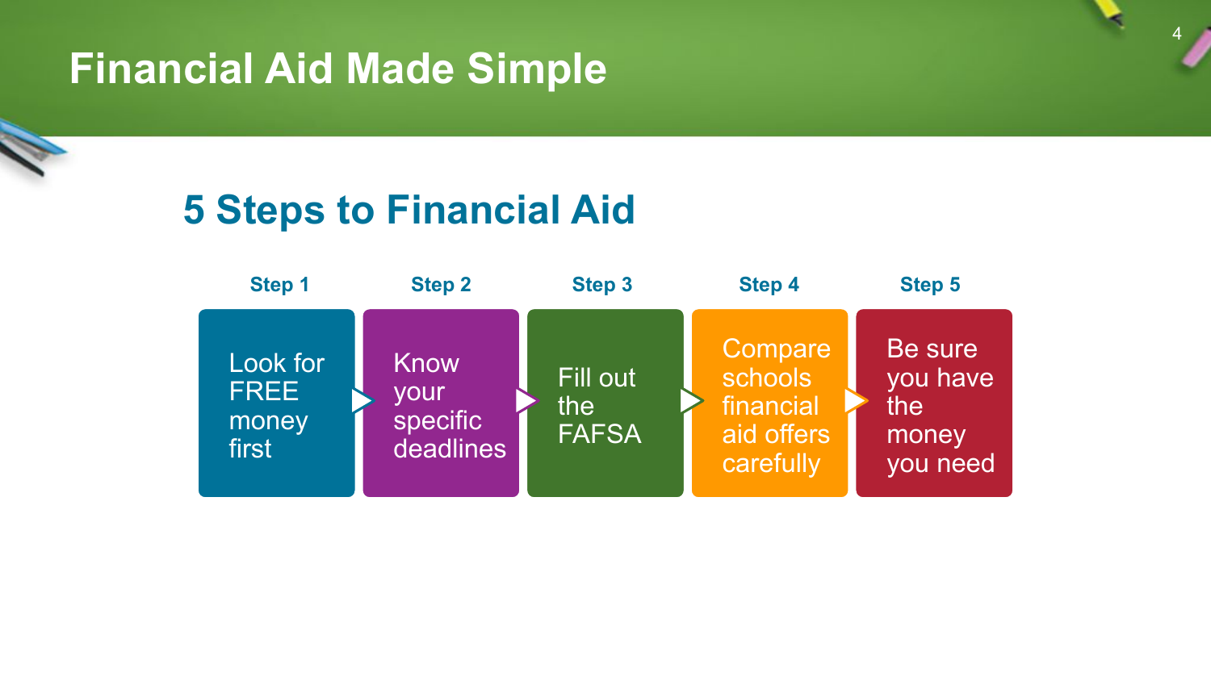# Financial Aid Made Simple

## 5 Steps to Financial Aid

**Step 1**: Look for FREE money first

**Step 2**: Know your specific deadlines

**Step 3**: Fill out the FAFSA

**Step 4**: Compare schools financial aid offers carefully

**Step 5**: Be sure you have the money you need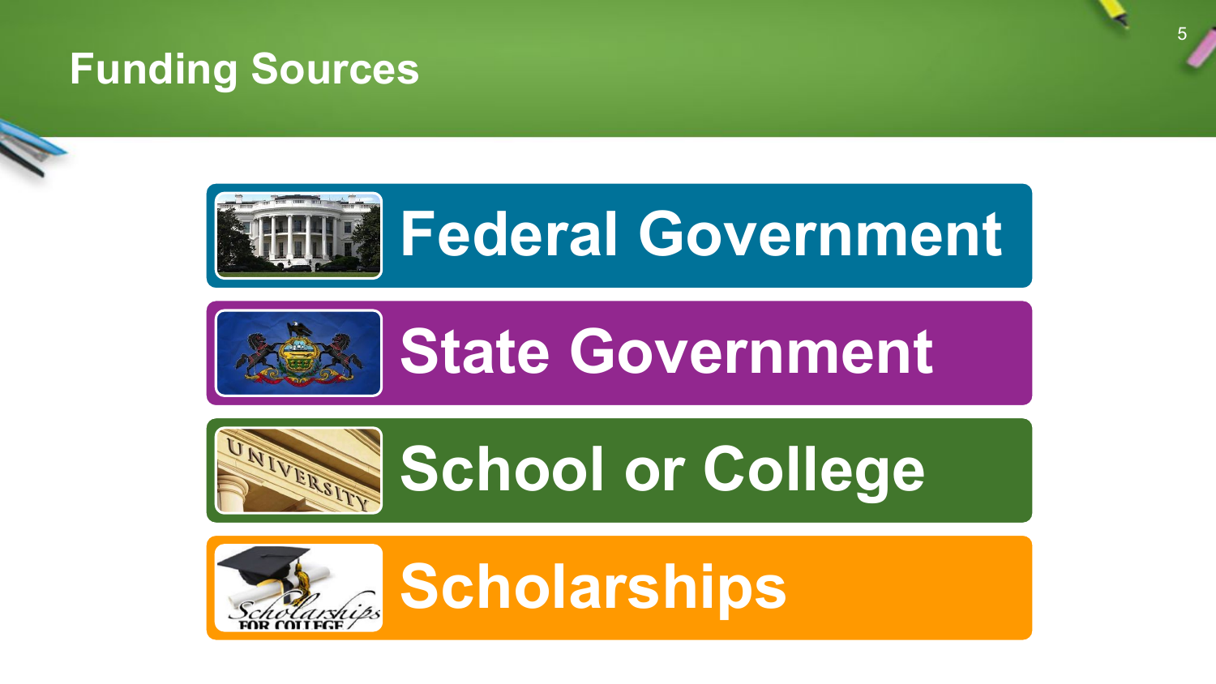# Funding Sources

- Federal Government
- State Government
- School or College
- Scholarships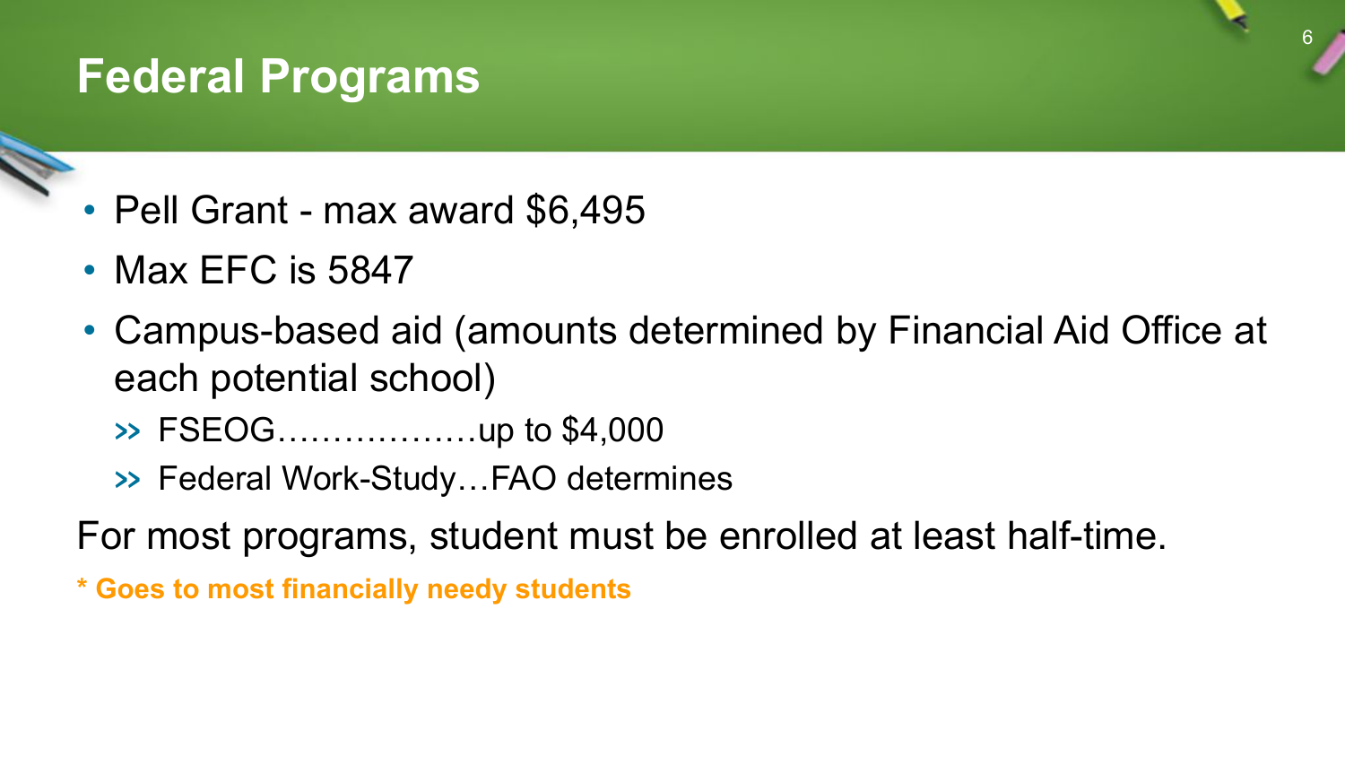# Federal Programs

- Pell Grant - max award $6,495
- Max EFC is 5847
- Campus-based aid (amounts determined by Financial Aid Office at each potential school)
  - FSEOG………………up to $4,000
  - Federal Work-Study…FAO determines

For most programs, student must be enrolled at least half-time.

**\* Goes to most financially needy students**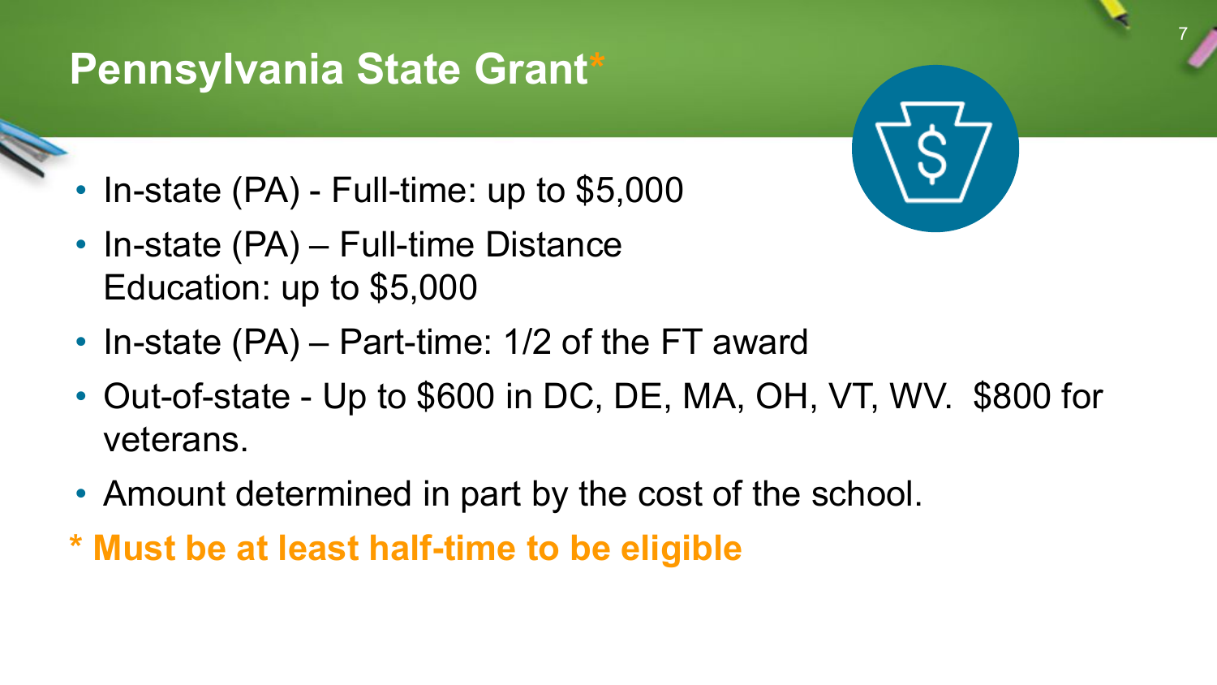# Pennsylvania State Grant*

- In-state (PA) - Full-time: up to $5,000
- In-state (PA) – Full-time Distance Education: up to $5,000
- In-state (PA) – Part-time: 1/2 of the FT award
- Out-of-state - Up to $600 in DC, DE, MA, OH, VT, WV. $800 for veterans.
- Amount determined in part by the cost of the school.

**\* Must be at least half-time to be eligible**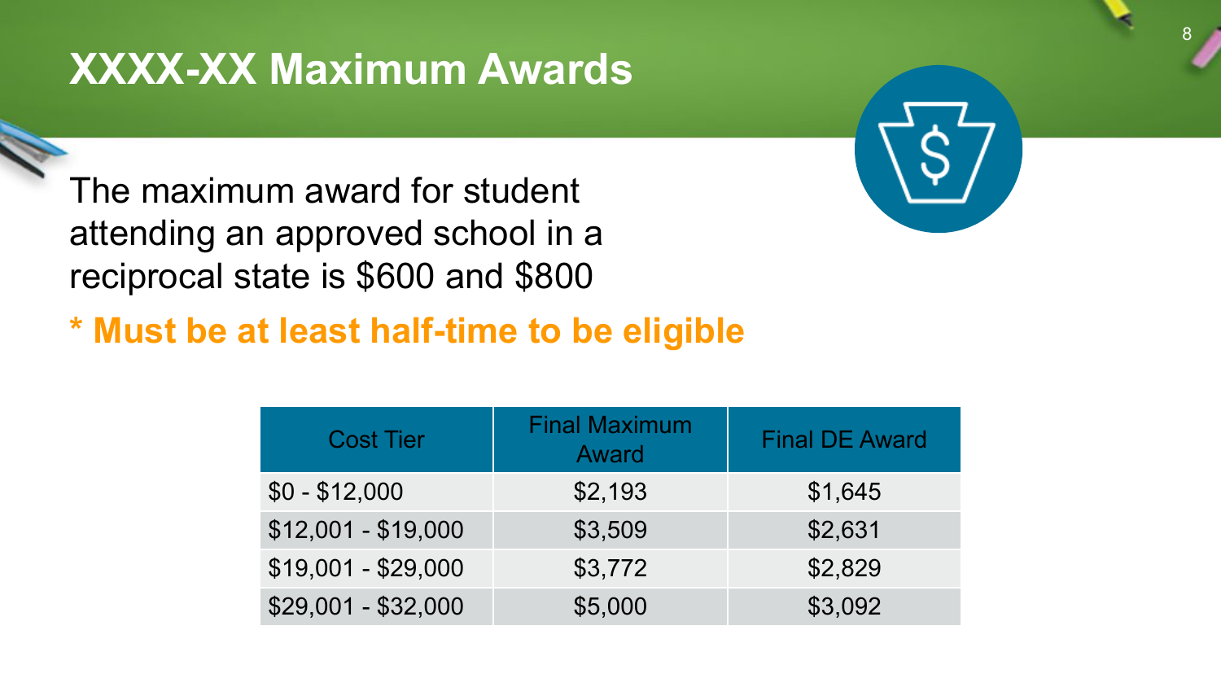# XXXX-XX Maximum Awards

The maximum award for student attending an approved school in a reciprocal state is $600 and $800

**\* Must be at least half-time to be eligible**

| Cost Tier | Final Maximum Award | Final DE Award |
|---|---|---|
| $0 - $12,000 | $2,193 | $1,645 |
| $12,001 - $19,000 | $3,509 | $2,631 |
| $19,001 - $29,000 | $3,772 | $2,829 |
| $29,001 - $32,000 | $5,000 | $3,092 |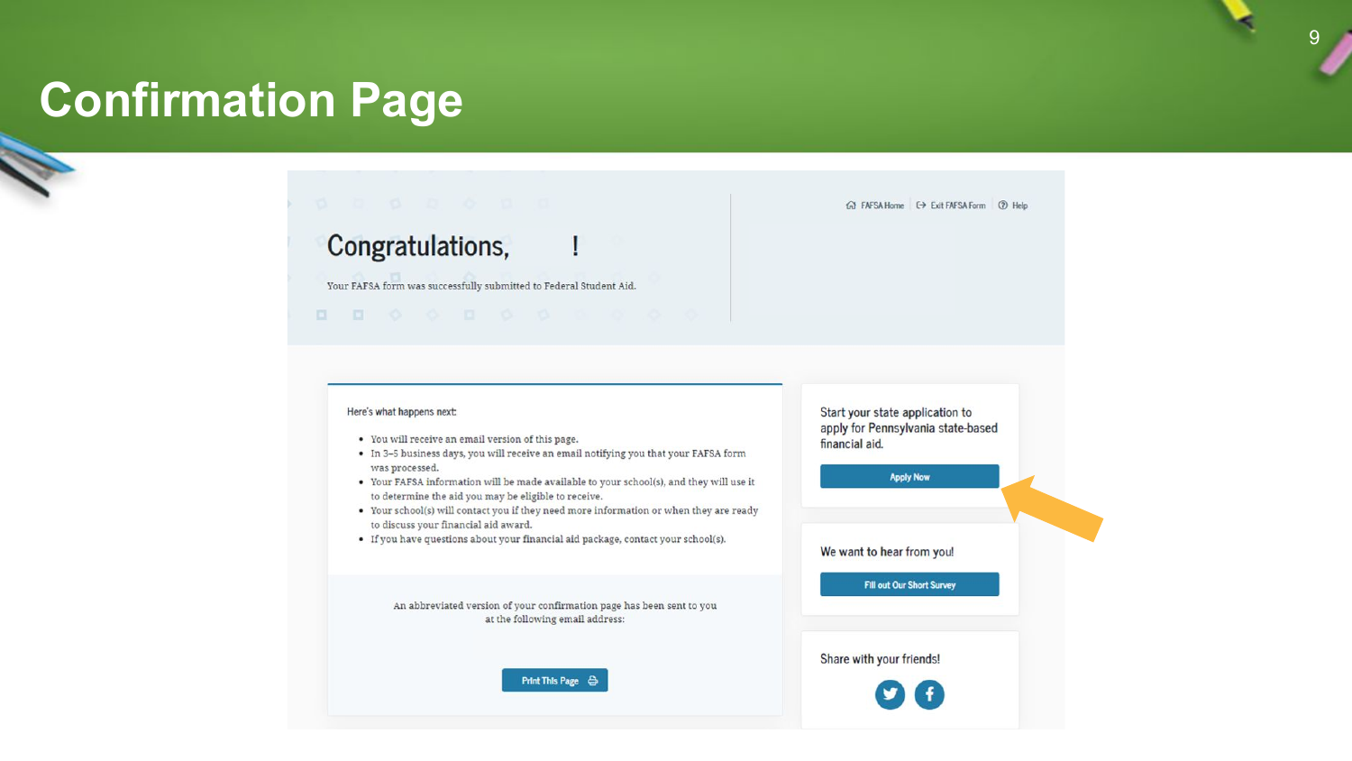# Confirmation Page

FAFSA Home | Exit FAFSA Form | Help

## Congratulations, !

Your FAFSA form was successfully submitted to Federal Student Aid.

Here's what happens next:

- You will receive an email version of this page.
- In 3–5 business days, you will receive an email notifying you that your FAFSA form was processed.
- Your FAFSA information will be made available to your school(s), and they will use it to determine the aid you may be eligible to receive.
- Your school(s) will contact you if they need more information or when they are ready to discuss your financial aid award.
- If you have questions about your financial aid package, contact your school(s).

An abbreviated version of your confirmation page has been sent to you at the following email address:

Print This Page

Start your state application to apply for Pennsylvania state-based financial aid.

Apply Now

We want to hear from you!

Fill out Our Short Survey

Share with your friends!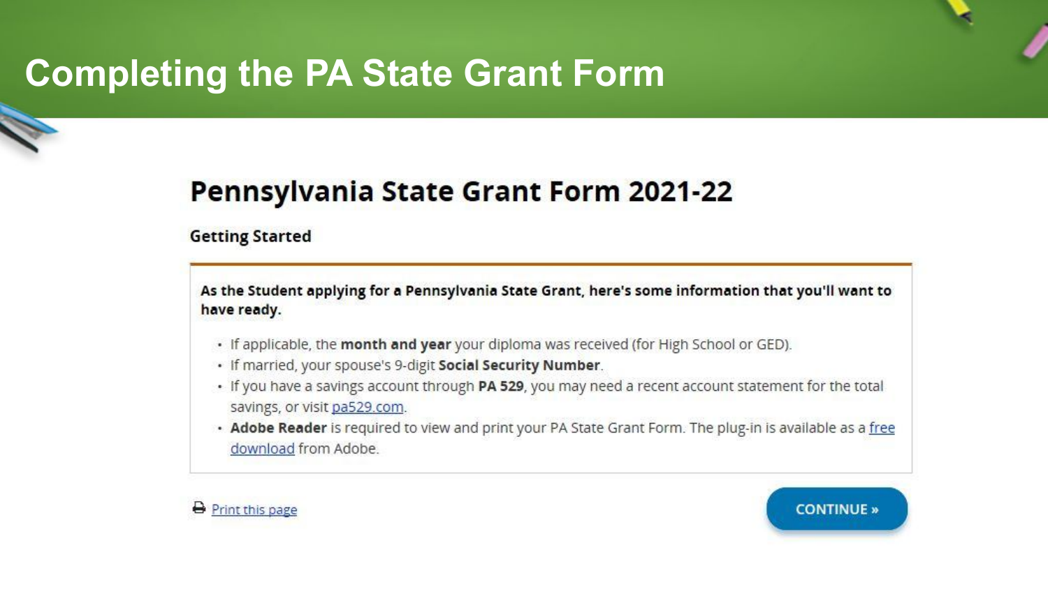# Completing the PA State Grant Form

## Pennsylvania State Grant Form 2021-22

### Getting Started

**As the Student applying for a Pennsylvania State Grant, here's some information that you'll want to have ready.**

- If applicable, the **month and year** your diploma was received (for High School or GED).
- If married, your spouse's 9-digit **Social Security Number**.
- If you have a savings account through **PA 529**, you may need a recent account statement for the total savings, or visit pa529.com.
- **Adobe Reader** is required to view and print your PA State Grant Form. The plug-in is available as a free download from Adobe.

Print this page

CONTINUE »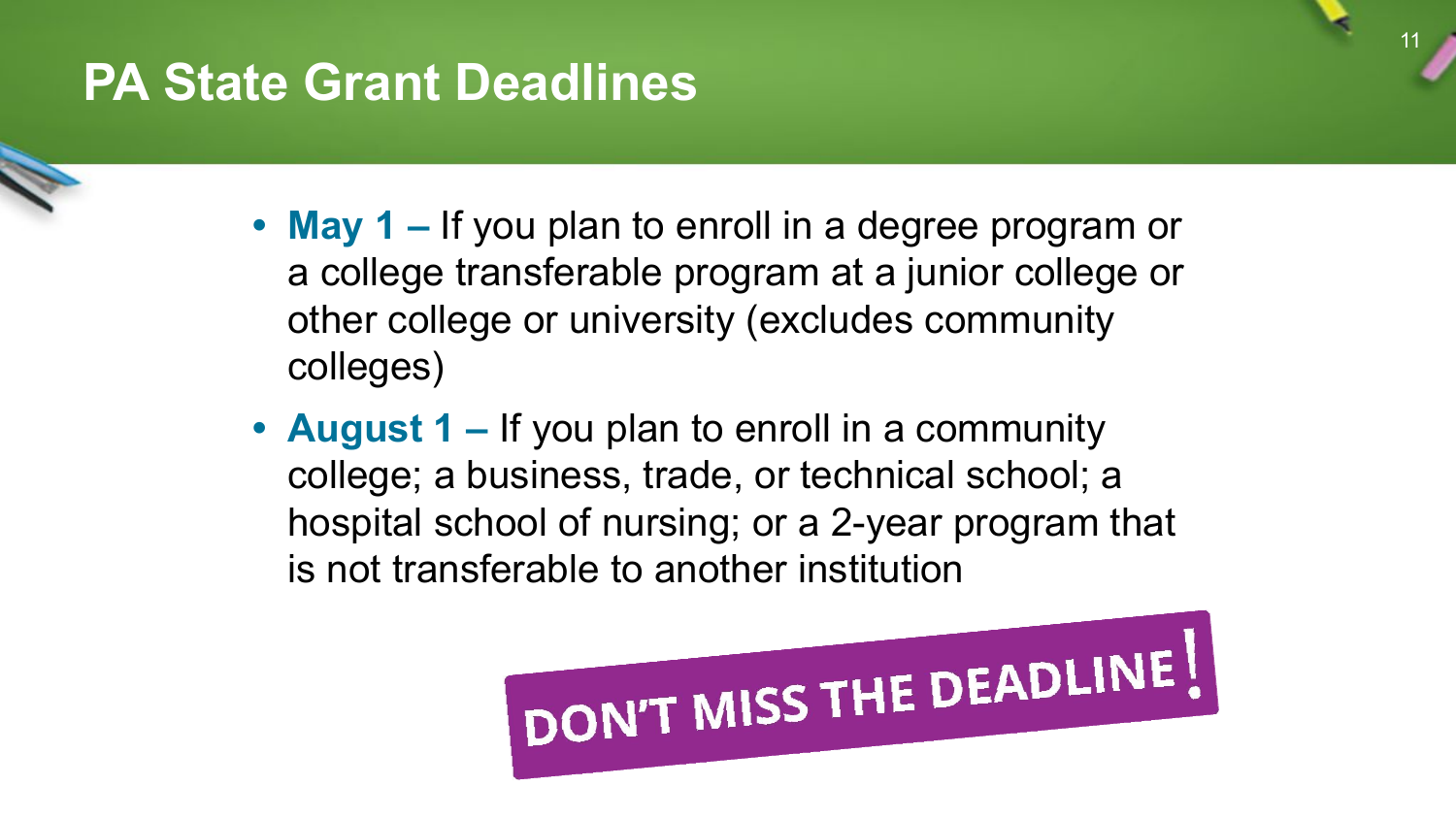# PA State Grant Deadlines

- **May 1 –** If you plan to enroll in a degree program or a college transferable program at a junior college or other college or university (excludes community colleges)
- **August 1 –** If you plan to enroll in a community college; a business, trade, or technical school; a hospital school of nursing; or a 2-year program that is not transferable to another institution

DON'T MISS THE DEADLINE!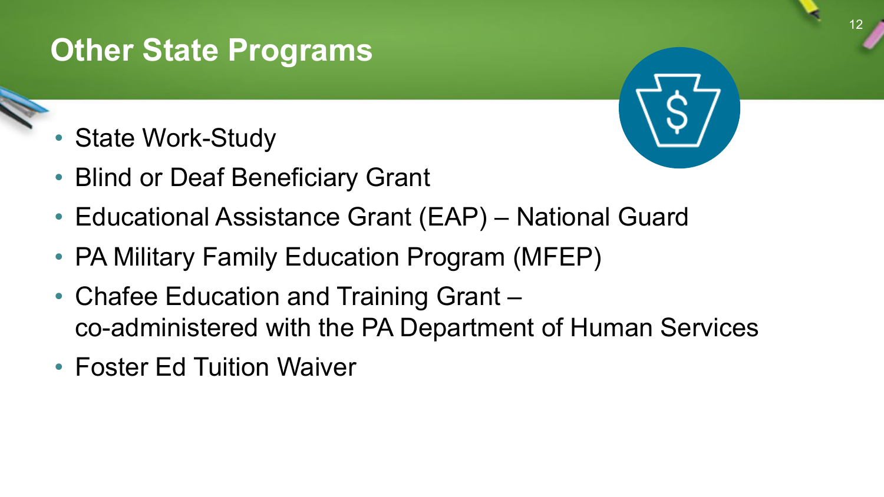# Other State Programs

- State Work-Study
- Blind or Deaf Beneficiary Grant
- Educational Assistance Grant (EAP) – National Guard
- PA Military Family Education Program (MFEP)
- Chafee Education and Training Grant – co-administered with the PA Department of Human Services
- Foster Ed Tuition Waiver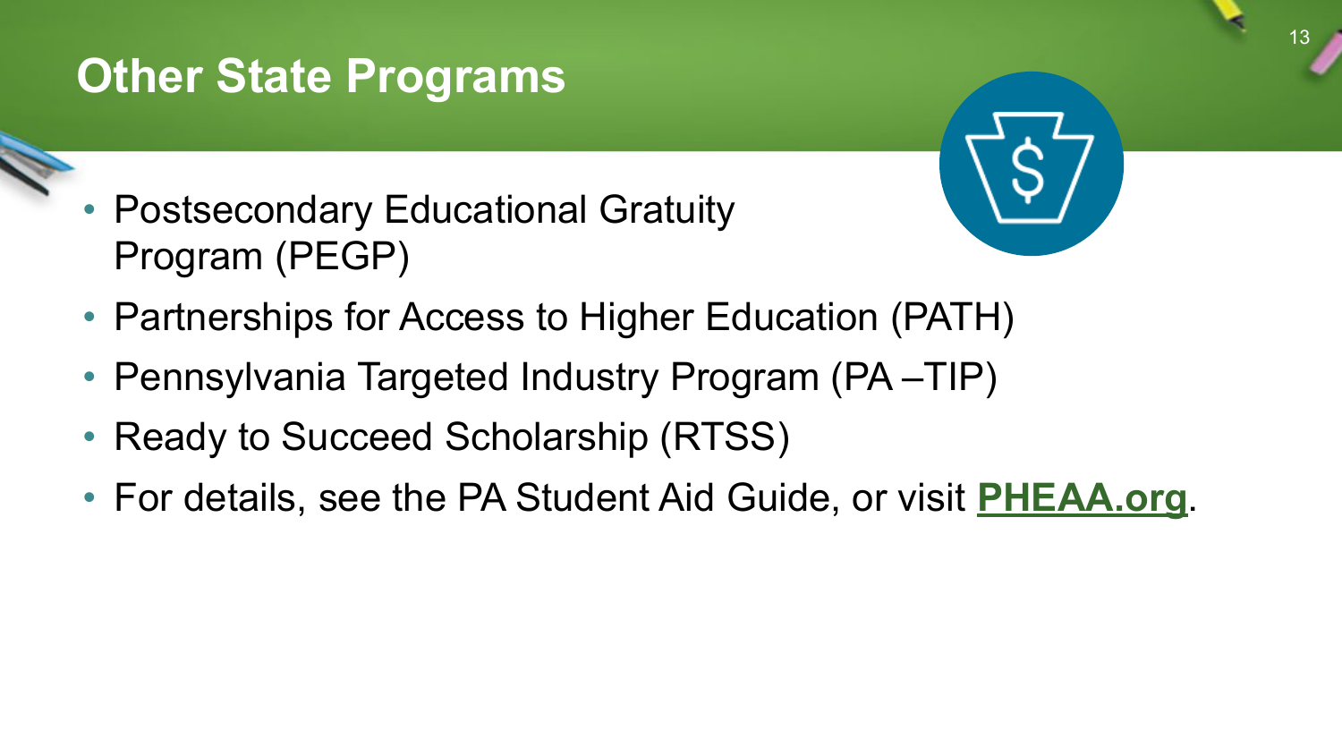# Other State Programs

- Postsecondary Educational Gratuity Program (PEGP)
- Partnerships for Access to Higher Education (PATH)
- Pennsylvania Targeted Industry Program (PA –TIP)
- Ready to Succeed Scholarship (RTSS)
- For details, see the PA Student Aid Guide, or visit **PHEAA.org**.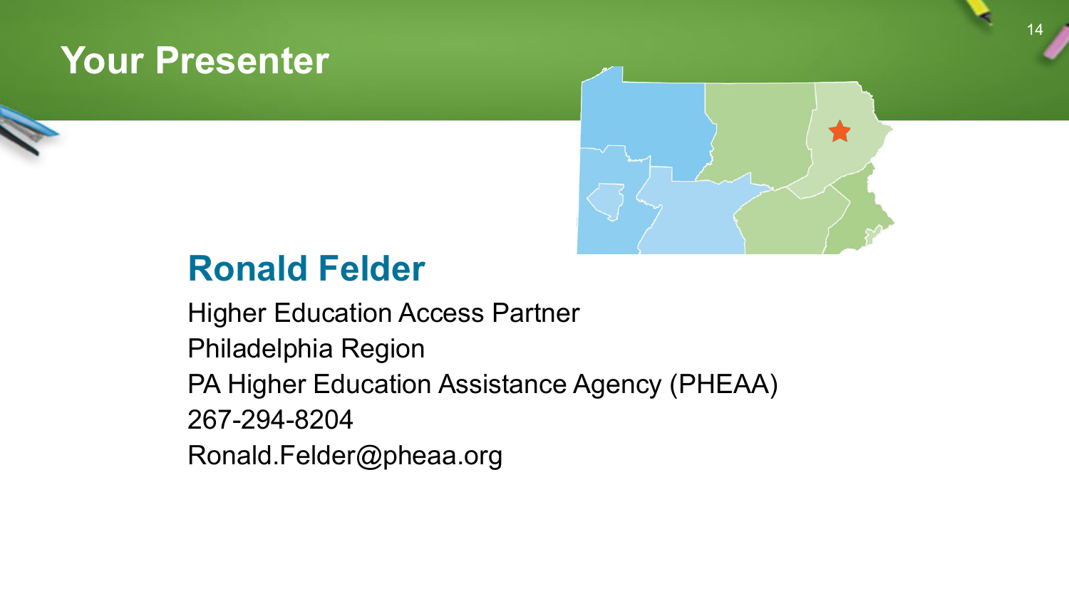# Your Presenter

## Ronald Felder

Higher Education Access Partner
Philadelphia Region
PA Higher Education Assistance Agency (PHEAA)
267-294-8204
Ronald.Felder@pheaa.org